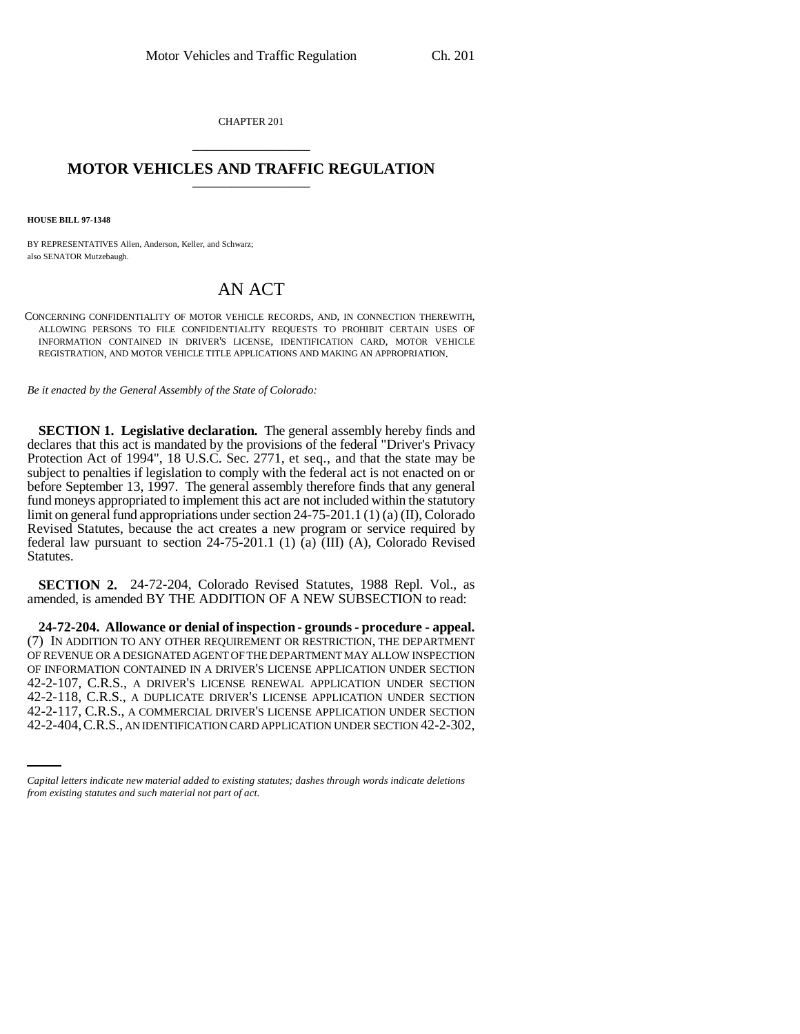CHAPTER 201

# MOTOR VEHICLES AND TRAFFIC REGULATION

**HOUSE BILL 97-1348**

BY REPRESENTATIVES Allen, Anderson, Keller, and Schwarz;
also SENATOR Mutzebaugh.

## AN ACT

CONCERNING CONFIDENTIALITY OF MOTOR VEHICLE RECORDS, AND, IN CONNECTION THEREWITH, ALLOWING PERSONS TO FILE CONFIDENTIALITY REQUESTS TO PROHIBIT CERTAIN USES OF INFORMATION CONTAINED IN DRIVER'S LICENSE, IDENTIFICATION CARD, MOTOR VEHICLE REGISTRATION, AND MOTOR VEHICLE TITLE APPLICATIONS AND MAKING AN APPROPRIATION.

*Be it enacted by the General Assembly of the State of Colorado:*

**SECTION 1. Legislative declaration.** The general assembly hereby finds and declares that this act is mandated by the provisions of the federal "Driver's Privacy Protection Act of 1994", 18 U.S.C. Sec. 2771, et seq., and that the state may be subject to penalties if legislation to comply with the federal act is not enacted on or before September 13, 1997. The general assembly therefore finds that any general fund moneys appropriated to implement this act are not included within the statutory limit on general fund appropriations under section 24-75-201.1 (1) (a) (II), Colorado Revised Statutes, because the act creates a new program or service required by federal law pursuant to section 24-75-201.1 (1) (a) (III) (A), Colorado Revised Statutes.

**SECTION 2.** 24-72-204, Colorado Revised Statutes, 1988 Repl. Vol., as amended, is amended BY THE ADDITION OF A NEW SUBSECTION to read:

**24-72-204. Allowance or denial of inspection - grounds - procedure - appeal.** (7) IN ADDITION TO ANY OTHER REQUIREMENT OR RESTRICTION, THE DEPARTMENT OF REVENUE OR A DESIGNATED AGENT OF THE DEPARTMENT MAY ALLOW INSPECTION OF INFORMATION CONTAINED IN A DRIVER'S LICENSE APPLICATION UNDER SECTION 42-2-107, C.R.S., A DRIVER'S LICENSE RENEWAL APPLICATION UNDER SECTION 42-2-118, C.R.S., A DUPLICATE DRIVER'S LICENSE APPLICATION UNDER SECTION 42-2-117, C.R.S., A COMMERCIAL DRIVER'S LICENSE APPLICATION UNDER SECTION 42-2-404, C.R.S., AN IDENTIFICATION CARD APPLICATION UNDER SECTION 42-2-302,

*Capital letters indicate new material added to existing statutes; dashes through words indicate deletions from existing statutes and such material not part of act.*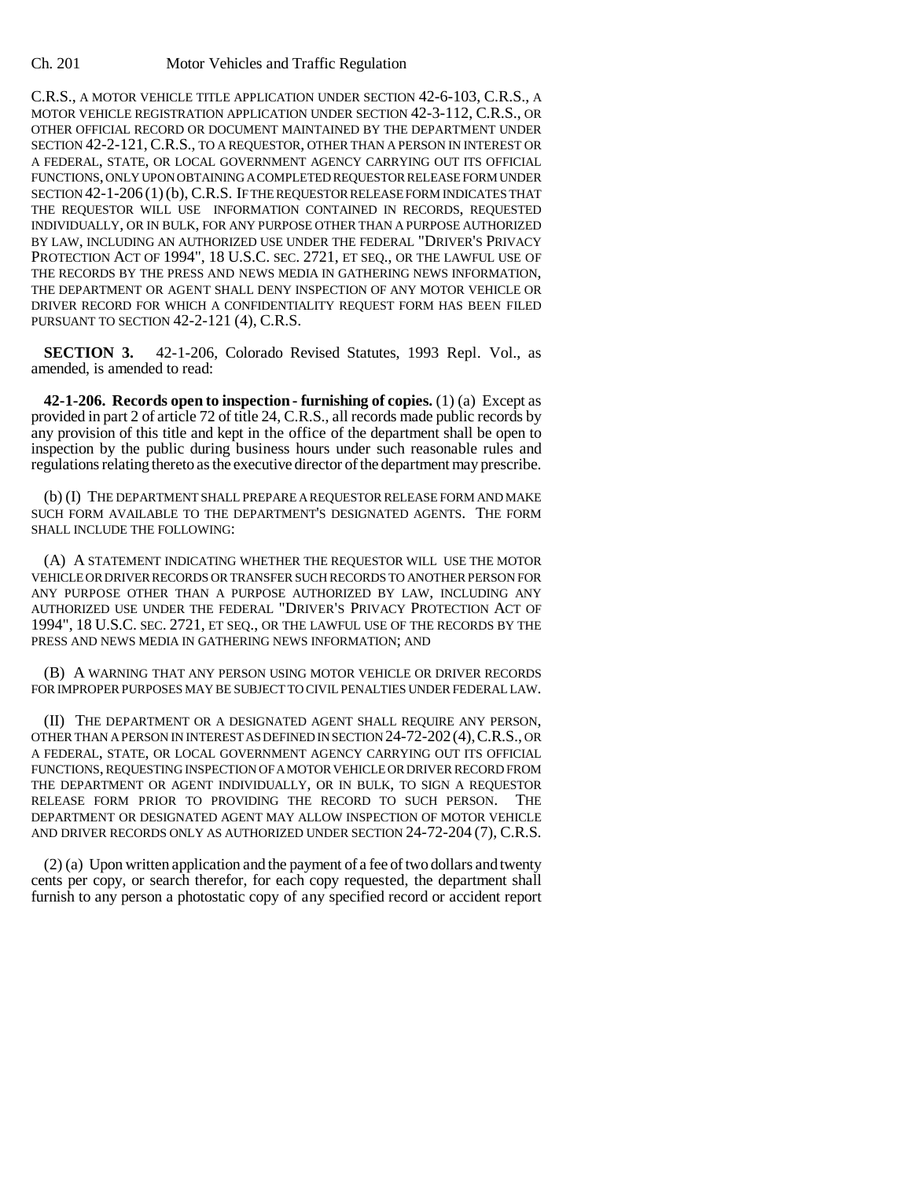C.R.S., A MOTOR VEHICLE TITLE APPLICATION UNDER SECTION 42-6-103, C.R.S., A MOTOR VEHICLE REGISTRATION APPLICATION UNDER SECTION 42-3-112, C.R.S., OR OTHER OFFICIAL RECORD OR DOCUMENT MAINTAINED BY THE DEPARTMENT UNDER SECTION 42-2-121, C.R.S., TO A REQUESTOR, OTHER THAN A PERSON IN INTEREST OR A FEDERAL, STATE, OR LOCAL GOVERNMENT AGENCY CARRYING OUT ITS OFFICIAL FUNCTIONS, ONLY UPON OBTAINING A COMPLETED REQUESTOR RELEASE FORM UNDER SECTION 42-1-206 (1) (b), C.R.S. IF THE REQUESTOR RELEASE FORM INDICATES THAT THE REQUESTOR WILL USE INFORMATION CONTAINED IN RECORDS, REQUESTED INDIVIDUALLY, OR IN BULK, FOR ANY PURPOSE OTHER THAN A PURPOSE AUTHORIZED BY LAW, INCLUDING AN AUTHORIZED USE UNDER THE FEDERAL "DRIVER'S PRIVACY PROTECTION ACT OF 1994", 18 U.S.C. SEC. 2721, ET SEQ., OR THE LAWFUL USE OF THE RECORDS BY THE PRESS AND NEWS MEDIA IN GATHERING NEWS INFORMATION, THE DEPARTMENT OR AGENT SHALL DENY INSPECTION OF ANY MOTOR VEHICLE OR DRIVER RECORD FOR WHICH A CONFIDENTIALITY REQUEST FORM HAS BEEN FILED PURSUANT TO SECTION 42-2-121 (4), C.R.S.

**SECTION 3.** 42-1-206, Colorado Revised Statutes, 1993 Repl. Vol., as amended, is amended to read:

**42-1-206. Records open to inspection - furnishing of copies.** (1) (a) Except as provided in part 2 of article 72 of title 24, C.R.S., all records made public records by any provision of this title and kept in the office of the department shall be open to inspection by the public during business hours under such reasonable rules and regulations relating thereto as the executive director of the department may prescribe.

(b) (I) THE DEPARTMENT SHALL PREPARE A REQUESTOR RELEASE FORM AND MAKE SUCH FORM AVAILABLE TO THE DEPARTMENT'S DESIGNATED AGENTS. THE FORM SHALL INCLUDE THE FOLLOWING:

(A) A STATEMENT INDICATING WHETHER THE REQUESTOR WILL USE THE MOTOR VEHICLE OR DRIVER RECORDS OR TRANSFER SUCH RECORDS TO ANOTHER PERSON FOR ANY PURPOSE OTHER THAN A PURPOSE AUTHORIZED BY LAW, INCLUDING ANY AUTHORIZED USE UNDER THE FEDERAL "DRIVER'S PRIVACY PROTECTION ACT OF 1994", 18 U.S.C. SEC. 2721, ET SEQ., OR THE LAWFUL USE OF THE RECORDS BY THE PRESS AND NEWS MEDIA IN GATHERING NEWS INFORMATION; AND

(B) A WARNING THAT ANY PERSON USING MOTOR VEHICLE OR DRIVER RECORDS FOR IMPROPER PURPOSES MAY BE SUBJECT TO CIVIL PENALTIES UNDER FEDERAL LAW.

(II) THE DEPARTMENT OR A DESIGNATED AGENT SHALL REQUIRE ANY PERSON, OTHER THAN A PERSON IN INTEREST AS DEFINED IN SECTION 24-72-202 (4), C.R.S., OR A FEDERAL, STATE, OR LOCAL GOVERNMENT AGENCY CARRYING OUT ITS OFFICIAL FUNCTIONS, REQUESTING INSPECTION OF A MOTOR VEHICLE OR DRIVER RECORD FROM THE DEPARTMENT OR AGENT INDIVIDUALLY, OR IN BULK, TO SIGN A REQUESTOR RELEASE FORM PRIOR TO PROVIDING THE RECORD TO SUCH PERSON. THE DEPARTMENT OR DESIGNATED AGENT MAY ALLOW INSPECTION OF MOTOR VEHICLE AND DRIVER RECORDS ONLY AS AUTHORIZED UNDER SECTION 24-72-204 (7), C.R.S.

(2) (a) Upon written application and the payment of a fee of two dollars and twenty cents per copy, or search therefor, for each copy requested, the department shall furnish to any person a photostatic copy of any specified record or accident report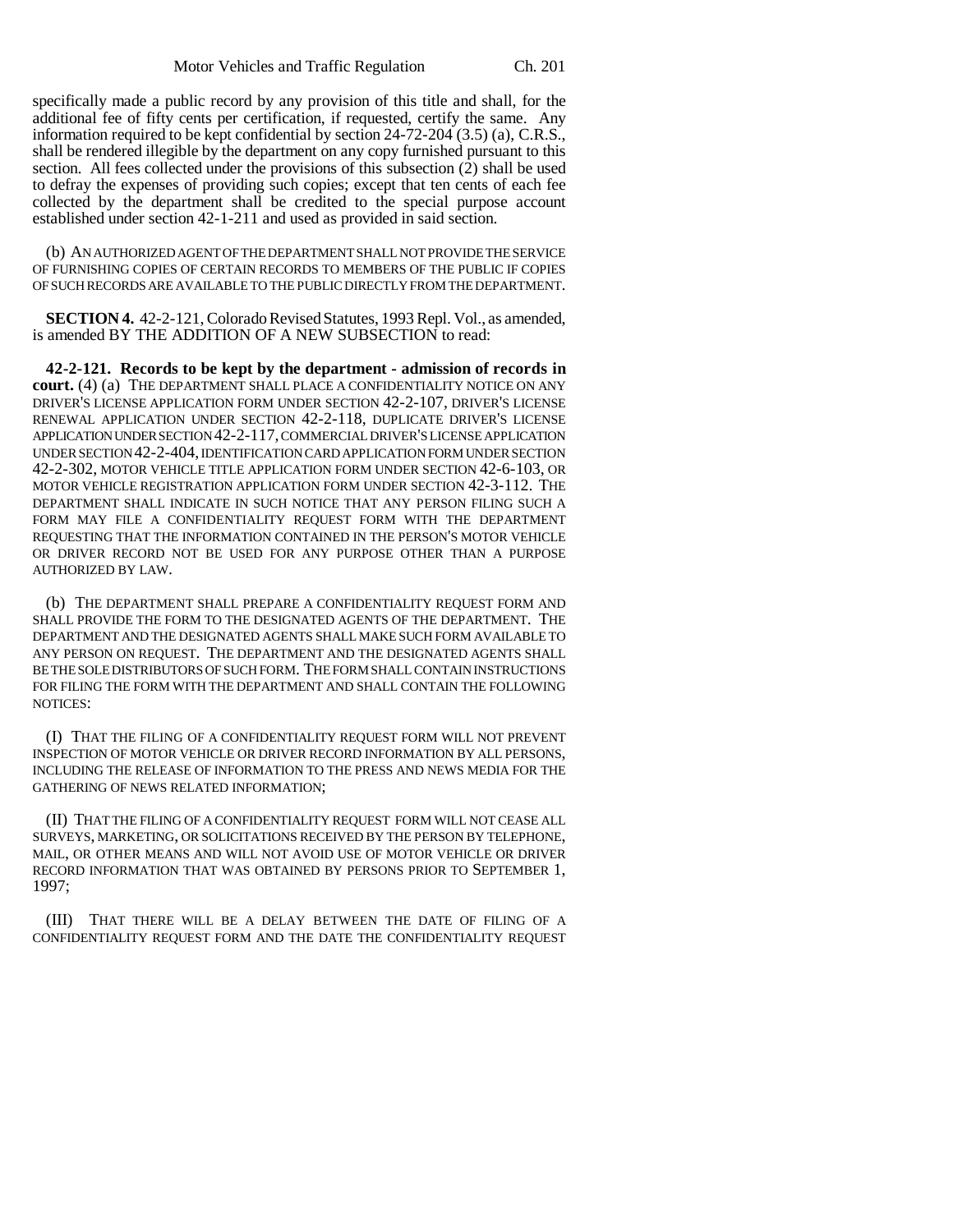specifically made a public record by any provision of this title and shall, for the additional fee of fifty cents per certification, if requested, certify the same. Any information required to be kept confidential by section 24-72-204 (3.5) (a), C.R.S., shall be rendered illegible by the department on any copy furnished pursuant to this section. All fees collected under the provisions of this subsection (2) shall be used to defray the expenses of providing such copies; except that ten cents of each fee collected by the department shall be credited to the special purpose account established under section 42-1-211 and used as provided in said section.

(b) AN AUTHORIZED AGENT OF THE DEPARTMENT SHALL NOT PROVIDE THE SERVICE OF FURNISHING COPIES OF CERTAIN RECORDS TO MEMBERS OF THE PUBLIC IF COPIES OF SUCH RECORDS ARE AVAILABLE TO THE PUBLIC DIRECTLY FROM THE DEPARTMENT.

**SECTION 4.** 42-2-121, Colorado Revised Statutes, 1993 Repl. Vol., as amended, is amended BY THE ADDITION OF A NEW SUBSECTION to read:

**42-2-121. Records to be kept by the department - admission of records in court.** (4) (a) THE DEPARTMENT SHALL PLACE A CONFIDENTIALITY NOTICE ON ANY DRIVER'S LICENSE APPLICATION FORM UNDER SECTION 42-2-107, DRIVER'S LICENSE RENEWAL APPLICATION UNDER SECTION 42-2-118, DUPLICATE DRIVER'S LICENSE APPLICATION UNDER SECTION 42-2-117, COMMERCIAL DRIVER'S LICENSE APPLICATION UNDER SECTION 42-2-404, IDENTIFICATION CARD APPLICATION FORM UNDER SECTION 42-2-302, MOTOR VEHICLE TITLE APPLICATION FORM UNDER SECTION 42-6-103, OR MOTOR VEHICLE REGISTRATION APPLICATION FORM UNDER SECTION 42-3-112. THE DEPARTMENT SHALL INDICATE IN SUCH NOTICE THAT ANY PERSON FILING SUCH A FORM MAY FILE A CONFIDENTIALITY REQUEST FORM WITH THE DEPARTMENT REQUESTING THAT THE INFORMATION CONTAINED IN THE PERSON'S MOTOR VEHICLE OR DRIVER RECORD NOT BE USED FOR ANY PURPOSE OTHER THAN A PURPOSE AUTHORIZED BY LAW.

(b) THE DEPARTMENT SHALL PREPARE A CONFIDENTIALITY REQUEST FORM AND SHALL PROVIDE THE FORM TO THE DESIGNATED AGENTS OF THE DEPARTMENT. THE DEPARTMENT AND THE DESIGNATED AGENTS SHALL MAKE SUCH FORM AVAILABLE TO ANY PERSON ON REQUEST. THE DEPARTMENT AND THE DESIGNATED AGENTS SHALL BE THE SOLE DISTRIBUTORS OF SUCH FORM. THE FORM SHALL CONTAIN INSTRUCTIONS FOR FILING THE FORM WITH THE DEPARTMENT AND SHALL CONTAIN THE FOLLOWING NOTICES:

(I) THAT THE FILING OF A CONFIDENTIALITY REQUEST FORM WILL NOT PREVENT INSPECTION OF MOTOR VEHICLE OR DRIVER RECORD INFORMATION BY ALL PERSONS, INCLUDING THE RELEASE OF INFORMATION TO THE PRESS AND NEWS MEDIA FOR THE GATHERING OF NEWS RELATED INFORMATION;

(II) THAT THE FILING OF A CONFIDENTIALITY REQUEST FORM WILL NOT CEASE ALL SURVEYS, MARKETING, OR SOLICITATIONS RECEIVED BY THE PERSON BY TELEPHONE, MAIL, OR OTHER MEANS AND WILL NOT AVOID USE OF MOTOR VEHICLE OR DRIVER RECORD INFORMATION THAT WAS OBTAINED BY PERSONS PRIOR TO SEPTEMBER 1, 1997;

(III) THAT THERE WILL BE A DELAY BETWEEN THE DATE OF FILING OF A CONFIDENTIALITY REQUEST FORM AND THE DATE THE CONFIDENTIALITY REQUEST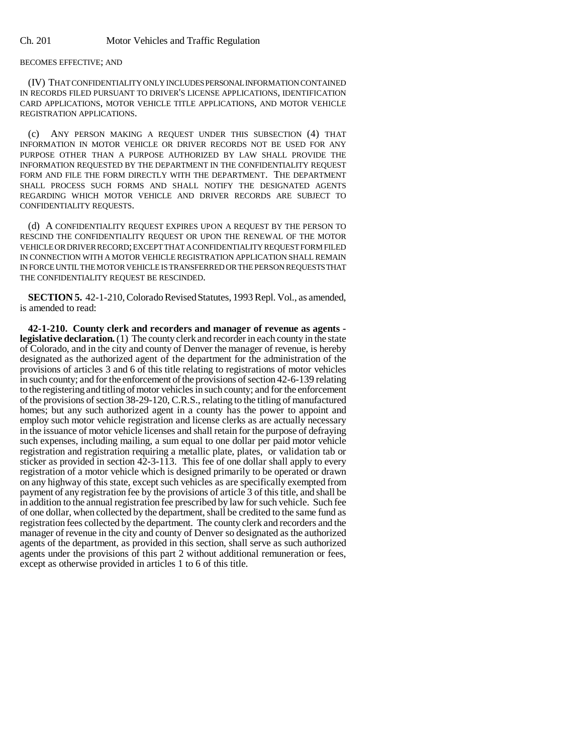BECOMES EFFECTIVE; AND

(IV) THAT CONFIDENTIALITY ONLY INCLUDES PERSONAL INFORMATION CONTAINED IN RECORDS FILED PURSUANT TO DRIVER'S LICENSE APPLICATIONS, IDENTIFICATION CARD APPLICATIONS, MOTOR VEHICLE TITLE APPLICATIONS, AND MOTOR VEHICLE REGISTRATION APPLICATIONS.

(c) ANY PERSON MAKING A REQUEST UNDER THIS SUBSECTION (4) THAT INFORMATION IN MOTOR VEHICLE OR DRIVER RECORDS NOT BE USED FOR ANY PURPOSE OTHER THAN A PURPOSE AUTHORIZED BY LAW SHALL PROVIDE THE INFORMATION REQUESTED BY THE DEPARTMENT IN THE CONFIDENTIALITY REQUEST FORM AND FILE THE FORM DIRECTLY WITH THE DEPARTMENT. THE DEPARTMENT SHALL PROCESS SUCH FORMS AND SHALL NOTIFY THE DESIGNATED AGENTS REGARDING WHICH MOTOR VEHICLE AND DRIVER RECORDS ARE SUBJECT TO CONFIDENTIALITY REQUESTS.

(d) A CONFIDENTIALITY REQUEST EXPIRES UPON A REQUEST BY THE PERSON TO RESCIND THE CONFIDENTIALITY REQUEST OR UPON THE RENEWAL OF THE MOTOR VEHICLE OR DRIVER RECORD; EXCEPT THAT A CONFIDENTIALITY REQUEST FORM FILED IN CONNECTION WITH A MOTOR VEHICLE REGISTRATION APPLICATION SHALL REMAIN IN FORCE UNTIL THE MOTOR VEHICLE IS TRANSFERRED OR THE PERSON REQUESTS THAT THE CONFIDENTIALITY REQUEST BE RESCINDED.

**SECTION 5.** 42-1-210, Colorado Revised Statutes, 1993 Repl. Vol., as amended, is amended to read:

**42-1-210. County clerk and recorders and manager of revenue as agents - legislative declaration.** (1) The county clerk and recorder in each county in the state of Colorado, and in the city and county of Denver the manager of revenue, is hereby designated as the authorized agent of the department for the administration of the provisions of articles 3 and 6 of this title relating to registrations of motor vehicles in such county; and for the enforcement of the provisions of section 42-6-139 relating to the registering and titling of motor vehicles in such county; and for the enforcement of the provisions of section 38-29-120, C.R.S., relating to the titling of manufactured homes; but any such authorized agent in a county has the power to appoint and employ such motor vehicle registration and license clerks as are actually necessary in the issuance of motor vehicle licenses and shall retain for the purpose of defraying such expenses, including mailing, a sum equal to one dollar per paid motor vehicle registration and registration requiring a metallic plate, plates, or validation tab or sticker as provided in section 42-3-113. This fee of one dollar shall apply to every registration of a motor vehicle which is designed primarily to be operated or drawn on any highway of this state, except such vehicles as are specifically exempted from payment of any registration fee by the provisions of article 3 of this title, and shall be in addition to the annual registration fee prescribed by law for such vehicle. Such fee of one dollar, when collected by the department, shall be credited to the same fund as registration fees collected by the department. The county clerk and recorders and the manager of revenue in the city and county of Denver so designated as the authorized agents of the department, as provided in this section, shall serve as such authorized agents under the provisions of this part 2 without additional remuneration or fees, except as otherwise provided in articles 1 to 6 of this title.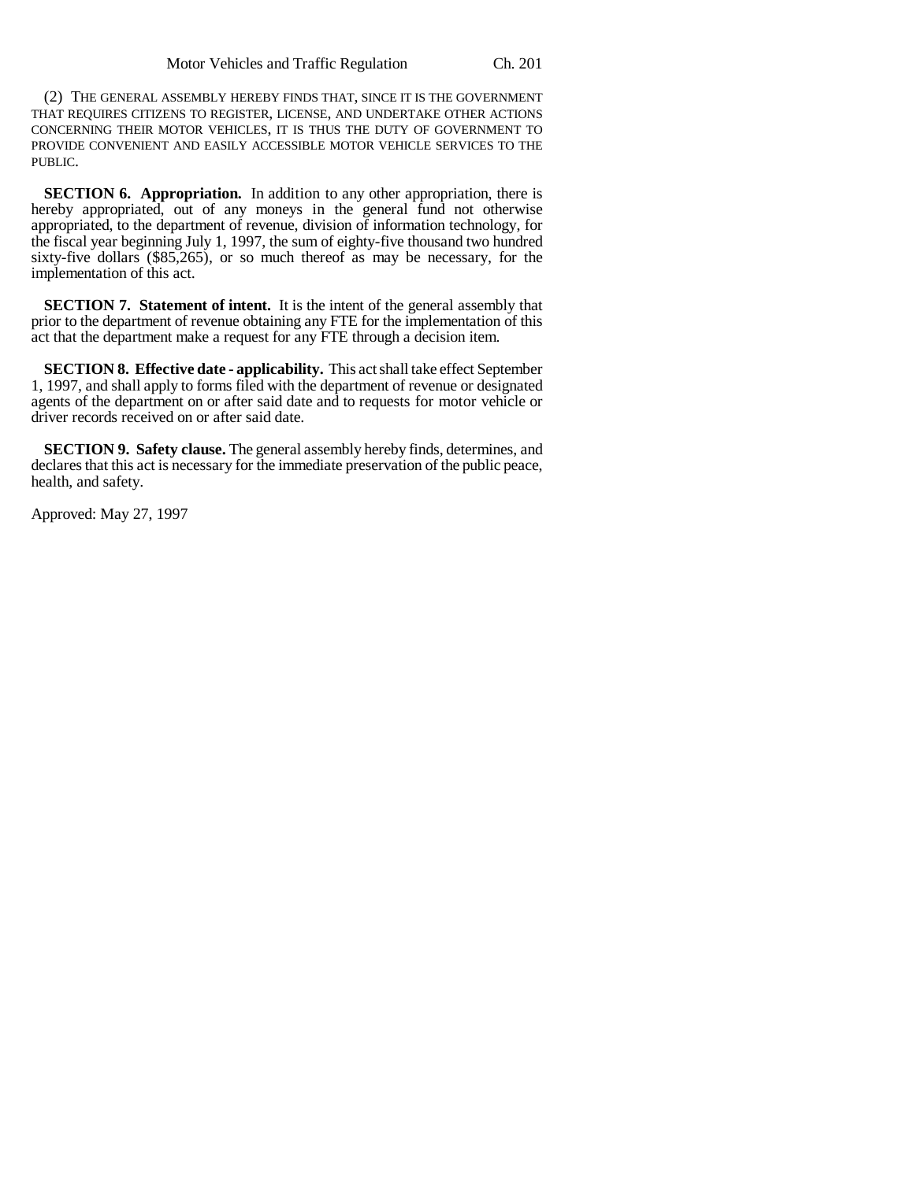(2) THE GENERAL ASSEMBLY HEREBY FINDS THAT, SINCE IT IS THE GOVERNMENT THAT REQUIRES CITIZENS TO REGISTER, LICENSE, AND UNDERTAKE OTHER ACTIONS CONCERNING THEIR MOTOR VEHICLES, IT IS THUS THE DUTY OF GOVERNMENT TO PROVIDE CONVENIENT AND EASILY ACCESSIBLE MOTOR VEHICLE SERVICES TO THE PUBLIC.

**SECTION 6. Appropriation.** In addition to any other appropriation, there is hereby appropriated, out of any moneys in the general fund not otherwise appropriated, to the department of revenue, division of information technology, for the fiscal year beginning July 1, 1997, the sum of eighty-five thousand two hundred sixty-five dollars ($85,265), or so much thereof as may be necessary, for the implementation of this act.

**SECTION 7. Statement of intent.** It is the intent of the general assembly that prior to the department of revenue obtaining any FTE for the implementation of this act that the department make a request for any FTE through a decision item.

**SECTION 8. Effective date - applicability.** This act shall take effect September 1, 1997, and shall apply to forms filed with the department of revenue or designated agents of the department on or after said date and to requests for motor vehicle or driver records received on or after said date.

**SECTION 9. Safety clause.** The general assembly hereby finds, determines, and declares that this act is necessary for the immediate preservation of the public peace, health, and safety.

Approved: May 27, 1997